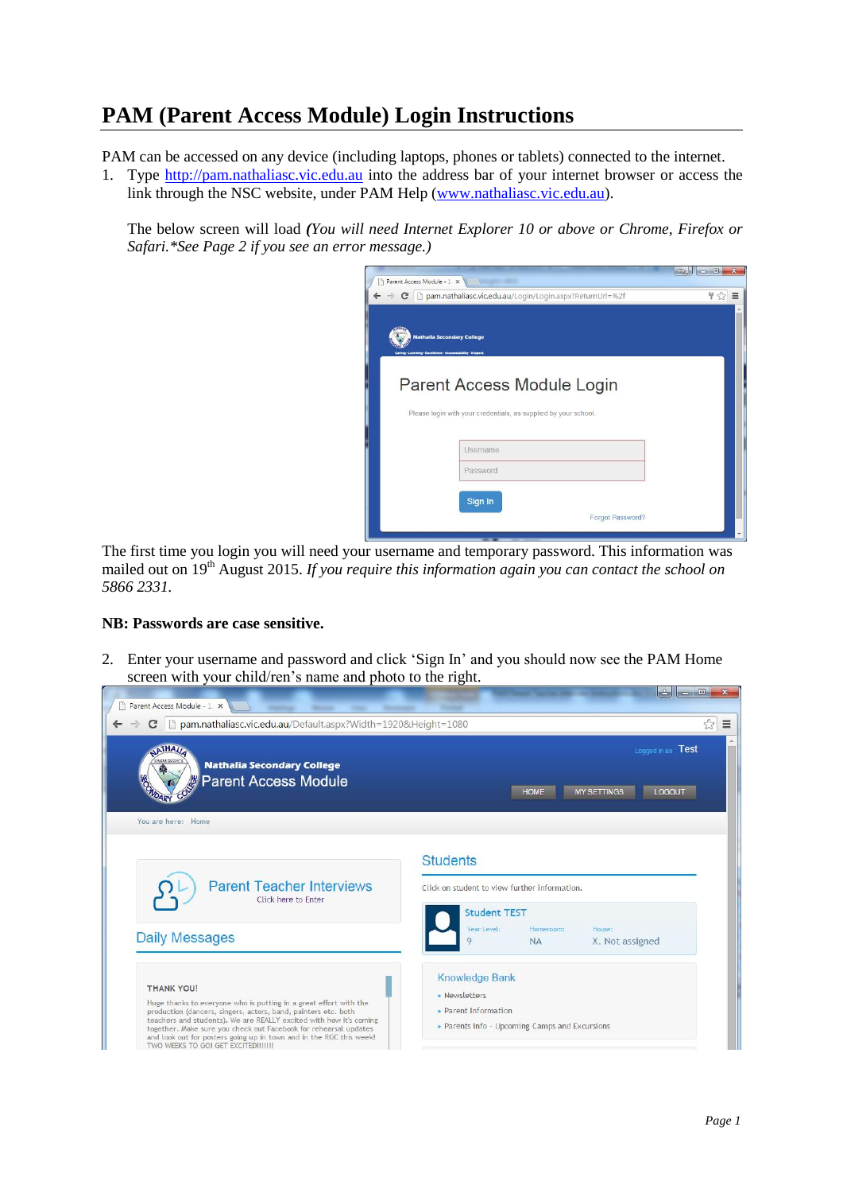# PAM (Parent Access Module) Login Instructions

PAM can be accessed on any device (including laptops, phones or tablets) connected to the internet.

1. Type http://pam.nathaliasc.vic.edu.au into the address bar of your internet browser or access the link through the NSC website, under PAM Help (www.nathaliasc.vic.edu.au).

   The below screen will load *(You will need Internet Explorer 10 or above or Chrome, Firefox or Safari.\*See Page 2 if you see an error message.)*

The first time you login you will need your username and temporary password. This information was mailed out on 19th August 2015. *If you require this information again you can contact the school on 5866 2331.*

**NB: Passwords are case sensitive.**

2. Enter your username and password and click 'Sign In' and you should now see the PAM Home screen with your child/ren's name and photo to the right.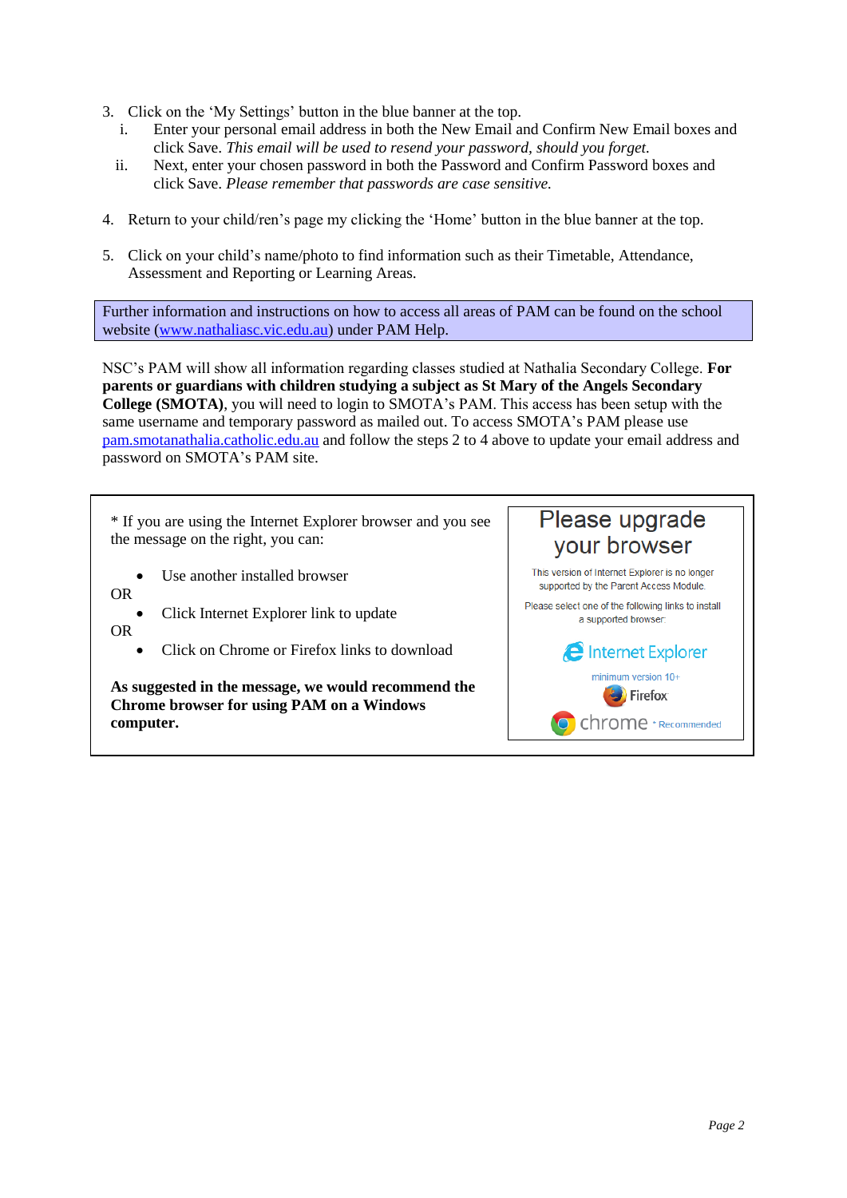3. Click on the 'My Settings' button in the blue banner at the top.
   i. Enter your personal email address in both the New Email and Confirm New Email boxes and click Save. *This email will be used to resend your password, should you forget.*
   ii. Next, enter your chosen password in both the Password and Confirm Password boxes and click Save. *Please remember that passwords are case sensitive.*

4. Return to your child/ren's page my clicking the 'Home' button in the blue banner at the top.

5. Click on your child's name/photo to find information such as their Timetable, Attendance, Assessment and Reporting or Learning Areas.

Further information and instructions on how to access all areas of PAM can be found on the school website (www.nathaliasc.vic.edu.au) under PAM Help.

NSC's PAM will show all information regarding classes studied at Nathalia Secondary College. **For parents or guardians with children studying a subject as St Mary of the Angels Secondary College (SMOTA)**, you will need to login to SMOTA's PAM. This access has been setup with the same username and temporary password as mailed out. To access SMOTA's PAM please use pam.smotanathalia.catholic.edu.au and follow the steps 2 to 4 above to update your email address and password on SMOTA's PAM site.

* If you are using the Internet Explorer browser and you see the message on the right, you can:

- Use another installed browser

OR

- Click Internet Explorer link to update

OR

- Click on Chrome or Firefox links to download

**As suggested in the message, we would recommend the Chrome browser for using PAM on a Windows computer.**

Please upgrade your browser

This version of Internet Explorer is no longer supported by the Parent Access Module.

Please select one of the following links to install a supported browser:

Internet Explorer

minimum version 10+

Firefox

chrome * Recommended